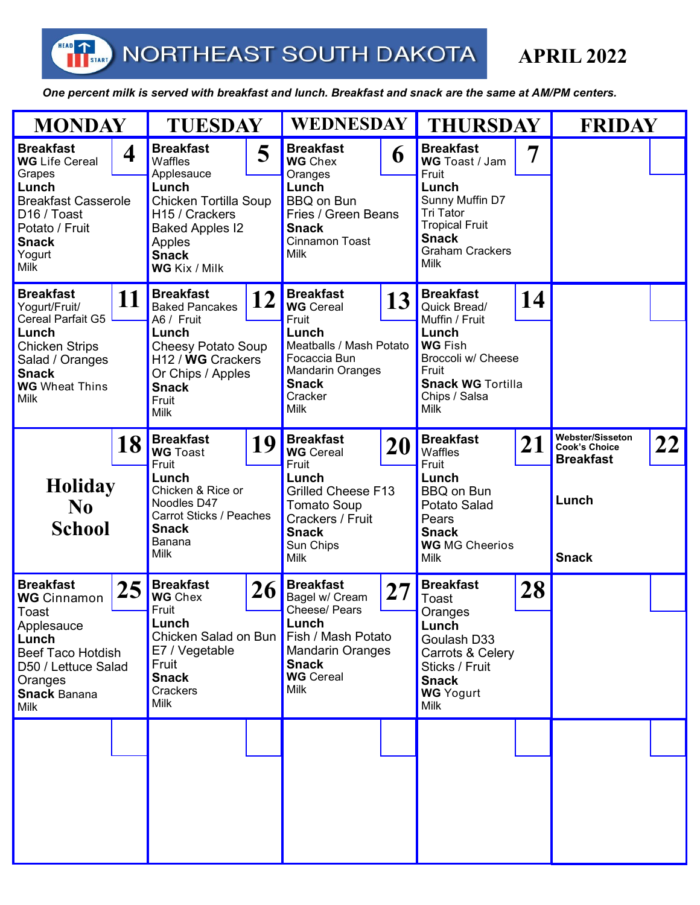# NORTHEAST SOUTH DAKOTA

## APRIL 2022

*One percent milk is served with breakfast and lunch. Breakfast and snack are the same at AM/PM centers.*

| MONDAY | TUESDAY | WEDNESDAY | THURSDAY | FRIDAY |
|---|---|---|---|---|
| **4** **Breakfast** **WG** Life Cereal Grapes **Lunch** Breakfast Casserole D16 / Toast Potato / Fruit **Snack** Yogurt Milk | **5** **Breakfast** Waffles Applesauce **Lunch** Chicken Tortilla Soup H15 / Crackers Baked Apples I2 Apples **Snack** **WG** Kix / Milk | **6** **Breakfast** **WG** Chex Oranges **Lunch** BBQ on Bun Fries / Green Beans **Snack** Cinnamon Toast Milk | **7** **Breakfast** **WG** Toast / Jam Fruit **Lunch** Sunny Muffin D7 Tri Tator Tropical Fruit **Snack** Graham Crackers Milk | |
| **11** **Breakfast** Yogurt/Fruit/ Cereal Parfait G5 **Lunch** Chicken Strips Salad / Oranges **Snack** **WG** Wheat Thins Milk | **12** **Breakfast** Baked Pancakes A6 / Fruit **Lunch** Cheesy Potato Soup H12 / **WG** Crackers Or Chips / Apples **Snack** Fruit Milk | **13** **Breakfast** **WG** Cereal Fruit **Lunch** Meatballs / Mash Potato Focaccia Bun Mandarin Oranges **Snack** Cracker Milk | **14** **Breakfast** Quick Bread/ Muffin / Fruit **Lunch** **WG** Fish Broccoli w/ Cheese Fruit **Snack WG** Tortilla Chips / Salsa Milk | |
| **18** **Holiday No School** | **19** **Breakfast** **WG** Toast Fruit **Lunch** Chicken & Rice or Noodles D47 Carrot Sticks / Peaches **Snack** Banana Milk | **20** **Breakfast** **WG** Cereal Fruit **Lunch** Grilled Cheese F13 Tomato Soup Crackers / Fruit **Snack** Sun Chips Milk | **21** **Breakfast** Waffles Fruit **Lunch** BBQ on Bun Potato Salad Pears **Snack** **WG** MG Cheerios Milk | **22** Webster/Sisseton Cook's Choice **Breakfast** **Lunch** **Snack** |
| **25** **Breakfast** **WG** Cinnamon Toast Applesauce **Lunch** Beef Taco Hotdish D50 / Lettuce Salad Oranges **Snack** Banana Milk | **26** **Breakfast** **WG** Chex Fruit **Lunch** Chicken Salad on Bun E7 / Vegetable Fruit **Snack** Crackers Milk | **27** **Breakfast** Bagel w/ Cream Cheese/ Pears **Lunch** Fish / Mash Potato Mandarin Oranges **Snack** **WG** Cereal Milk | **28** **Breakfast** Toast Oranges **Lunch** Goulash D33 Carrots & Celery Sticks / Fruit **Snack** **WG** Yogurt Milk | |
| | | | | |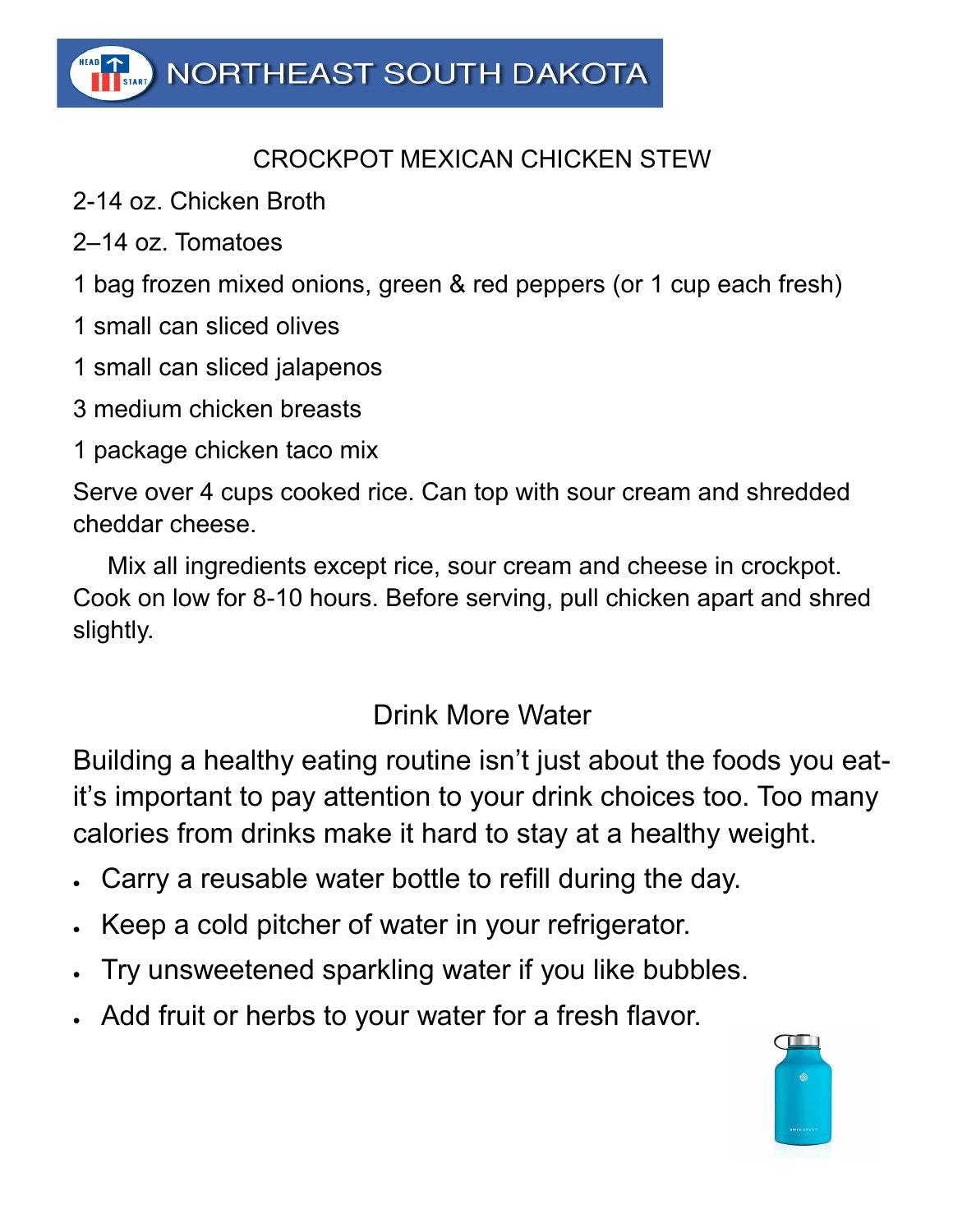# NORTHEAST SOUTH DAKOTA

## CROCKPOT MEXICAN CHICKEN STEW

2-14 oz. Chicken Broth

2–14 oz. Tomatoes

1 bag frozen mixed onions, green & red peppers (or 1 cup each fresh)

1 small can sliced olives

1 small can sliced jalapenos

3 medium chicken breasts

1 package chicken taco mix

Serve over 4 cups cooked rice. Can top with sour cream and shredded cheddar cheese.

Mix all ingredients except rice, sour cream and cheese in crockpot. Cook on low for 8-10 hours. Before serving, pull chicken apart and shred slightly.

## Drink More Water

Building a healthy eating routine isn't just about the foods you eat-it's important to pay attention to your drink choices too. Too many calories from drinks make it hard to stay at a healthy weight.

- Carry a reusable water bottle to refill during the day.
- Keep a cold pitcher of water in your refrigerator.
- Try unsweetened sparkling water if you like bubbles.
- Add fruit or herbs to your water for a fresh flavor.